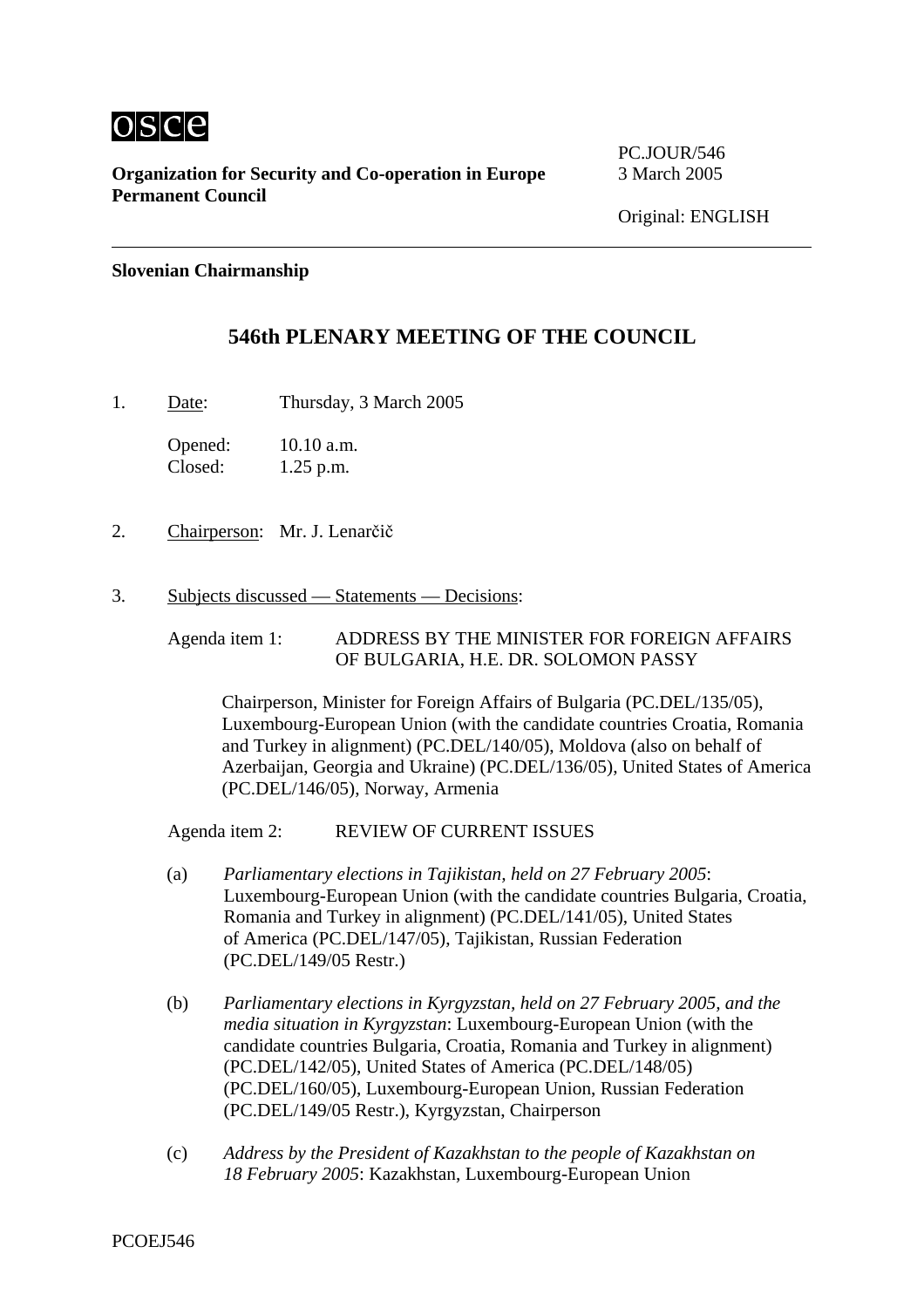OSCE

**Organization for Security and Co-operation in Europe**
**Permanent Council**

PC.JOUR/546
3 March 2005

Original: ENGLISH

---

**Slovenian Chairmanship**

## 546th PLENARY MEETING OF THE COUNCIL

1. Date: Thursday, 3 March 2005

   Opened: 10.10 a.m.
   Closed: 1.25 p.m.

2. Chairperson: Mr. J. Lenarčič

3. Subjects discussed — Statements — Decisions:

   Agenda item 1: ADDRESS BY THE MINISTER FOR FOREIGN AFFAIRS OF BULGARIA, H.E. DR. SOLOMON PASSY

   Chairperson, Minister for Foreign Affairs of Bulgaria (PC.DEL/135/05), Luxembourg-European Union (with the candidate countries Croatia, Romania and Turkey in alignment) (PC.DEL/140/05), Moldova (also on behalf of Azerbaijan, Georgia and Ukraine) (PC.DEL/136/05), United States of America (PC.DEL/146/05), Norway, Armenia

   Agenda item 2: REVIEW OF CURRENT ISSUES

   (a) *Parliamentary elections in Tajikistan, held on 27 February 2005*: Luxembourg-European Union (with the candidate countries Bulgaria, Croatia, Romania and Turkey in alignment) (PC.DEL/141/05), United States of America (PC.DEL/147/05), Tajikistan, Russian Federation (PC.DEL/149/05 Restr.)

   (b) *Parliamentary elections in Kyrgyzstan, held on 27 February 2005, and the media situation in Kyrgyzstan*: Luxembourg-European Union (with the candidate countries Bulgaria, Croatia, Romania and Turkey in alignment) (PC.DEL/142/05), United States of America (PC.DEL/148/05) (PC.DEL/160/05), Luxembourg-European Union, Russian Federation (PC.DEL/149/05 Restr.), Kyrgyzstan, Chairperson

   (c) *Address by the President of Kazakhstan to the people of Kazakhstan on 18 February 2005*: Kazakhstan, Luxembourg-European Union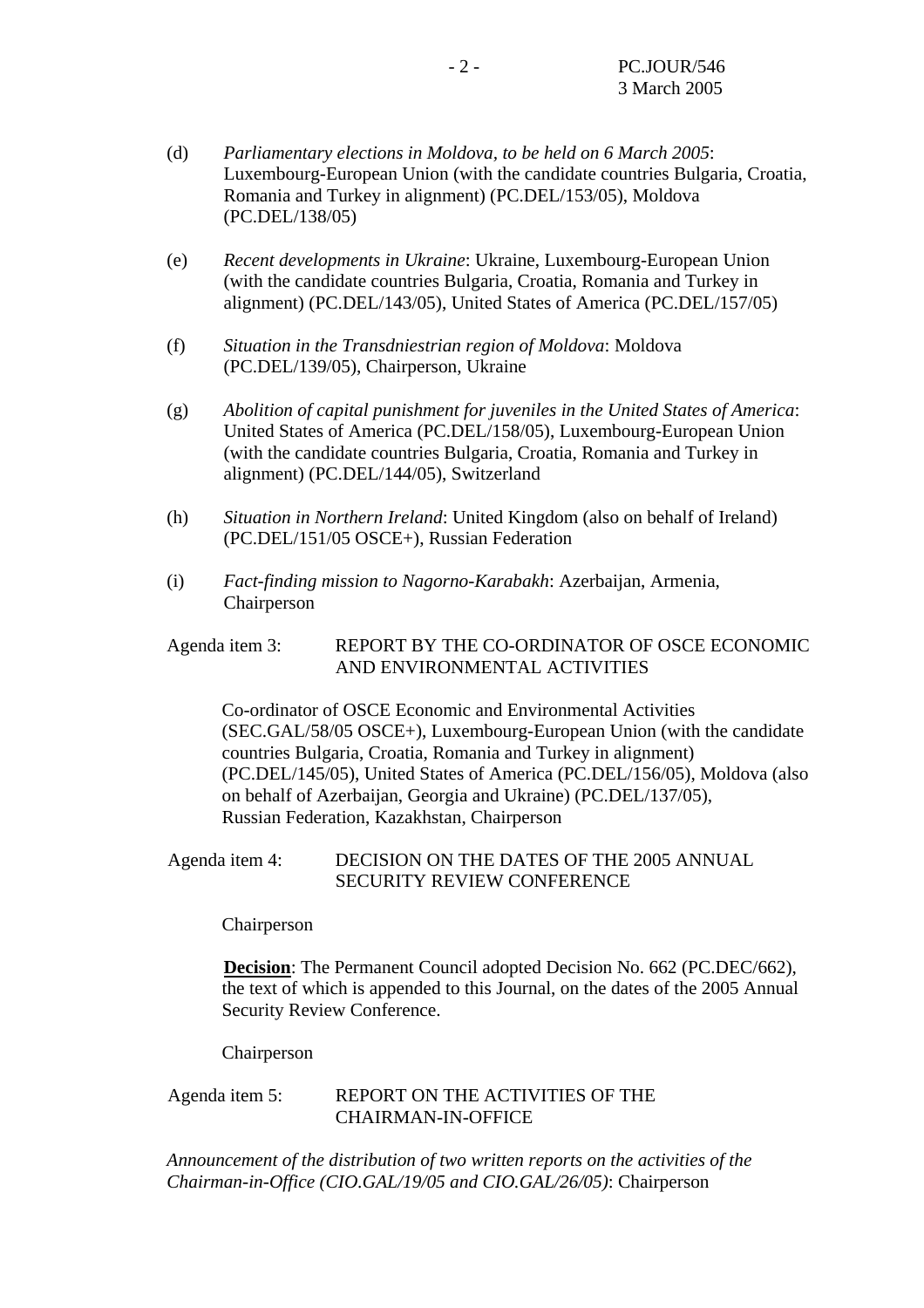(d) *Parliamentary elections in Moldova, to be held on 6 March 2005*: Luxembourg-European Union (with the candidate countries Bulgaria, Croatia, Romania and Turkey in alignment) (PC.DEL/153/05), Moldova (PC.DEL/138/05)

(e) *Recent developments in Ukraine*: Ukraine, Luxembourg-European Union (with the candidate countries Bulgaria, Croatia, Romania and Turkey in alignment) (PC.DEL/143/05), United States of America (PC.DEL/157/05)

(f) *Situation in the Transdniestrian region of Moldova*: Moldova (PC.DEL/139/05), Chairperson, Ukraine

(g) *Abolition of capital punishment for juveniles in the United States of America*: United States of America (PC.DEL/158/05), Luxembourg-European Union (with the candidate countries Bulgaria, Croatia, Romania and Turkey in alignment) (PC.DEL/144/05), Switzerland

(h) *Situation in Northern Ireland*: United Kingdom (also on behalf of Ireland) (PC.DEL/151/05 OSCE+), Russian Federation

(i) *Fact-finding mission to Nagorno-Karabakh*: Azerbaijan, Armenia, Chairperson

Agenda item 3: REPORT BY THE CO-ORDINATOR OF OSCE ECONOMIC AND ENVIRONMENTAL ACTIVITIES

Co-ordinator of OSCE Economic and Environmental Activities (SEC.GAL/58/05 OSCE+), Luxembourg-European Union (with the candidate countries Bulgaria, Croatia, Romania and Turkey in alignment) (PC.DEL/145/05), United States of America (PC.DEL/156/05), Moldova (also on behalf of Azerbaijan, Georgia and Ukraine) (PC.DEL/137/05), Russian Federation, Kazakhstan, Chairperson

Agenda item 4: DECISION ON THE DATES OF THE 2005 ANNUAL SECURITY REVIEW CONFERENCE

Chairperson

**Decision**: The Permanent Council adopted Decision No. 662 (PC.DEC/662), the text of which is appended to this Journal, on the dates of the 2005 Annual Security Review Conference.

Chairperson

Agenda item 5: REPORT ON THE ACTIVITIES OF THE CHAIRMAN-IN-OFFICE

*Announcement of the distribution of two written reports on the activities of the Chairman-in-Office (CIO.GAL/19/05 and CIO.GAL/26/05)*: Chairperson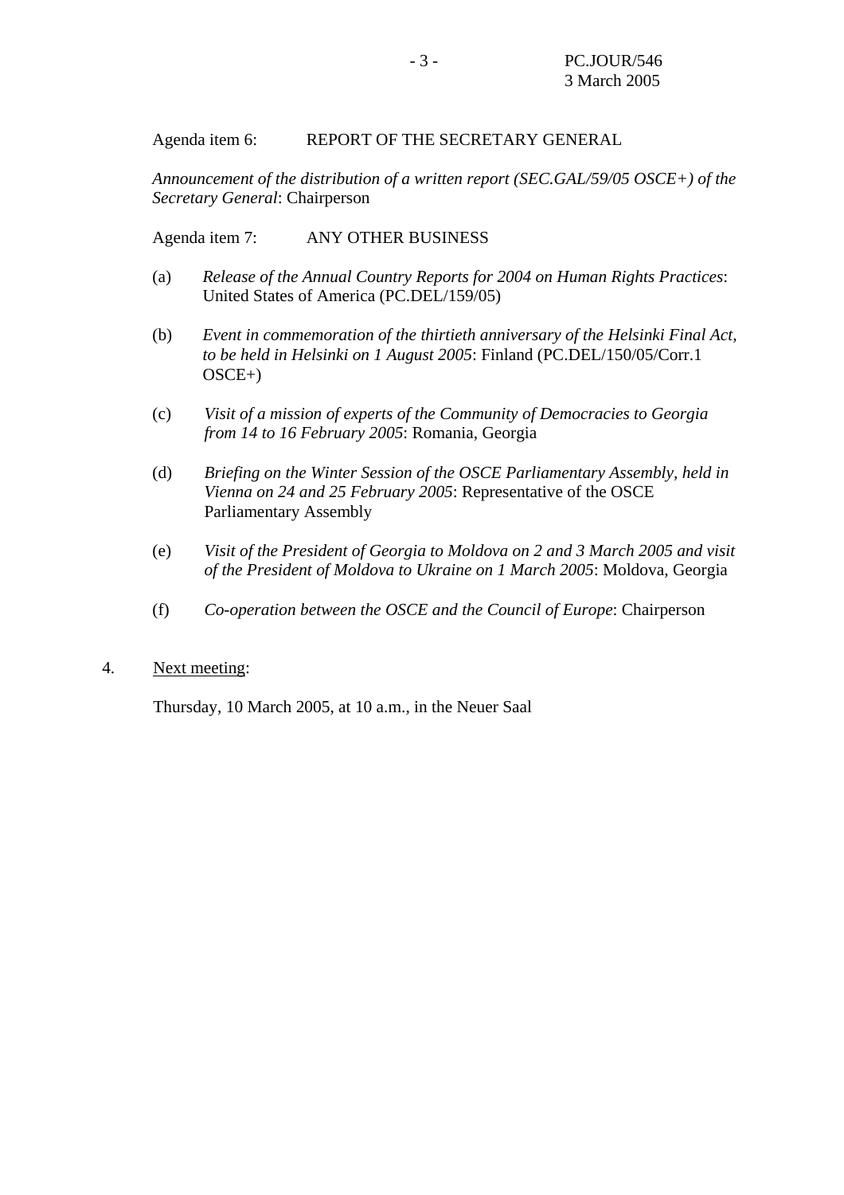Agenda item 6: REPORT OF THE SECRETARY GENERAL

*Announcement of the distribution of a written report (SEC.GAL/59/05 OSCE+) of the Secretary General*: Chairperson

Agenda item 7: ANY OTHER BUSINESS

(a) *Release of the Annual Country Reports for 2004 on Human Rights Practices*: United States of America (PC.DEL/159/05)

(b) *Event in commemoration of the thirtieth anniversary of the Helsinki Final Act, to be held in Helsinki on 1 August 2005*: Finland (PC.DEL/150/05/Corr.1 OSCE+)

(c) *Visit of a mission of experts of the Community of Democracies to Georgia from 14 to 16 February 2005*: Romania, Georgia

(d) *Briefing on the Winter Session of the OSCE Parliamentary Assembly, held in Vienna on 24 and 25 February 2005*: Representative of the OSCE Parliamentary Assembly

(e) *Visit of the President of Georgia to Moldova on 2 and 3 March 2005 and visit of the President of Moldova to Ukraine on 1 March 2005*: Moldova, Georgia

(f) *Co-operation between the OSCE and the Council of Europe*: Chairperson

4. Next meeting:

Thursday, 10 March 2005, at 10 a.m., in the Neuer Saal